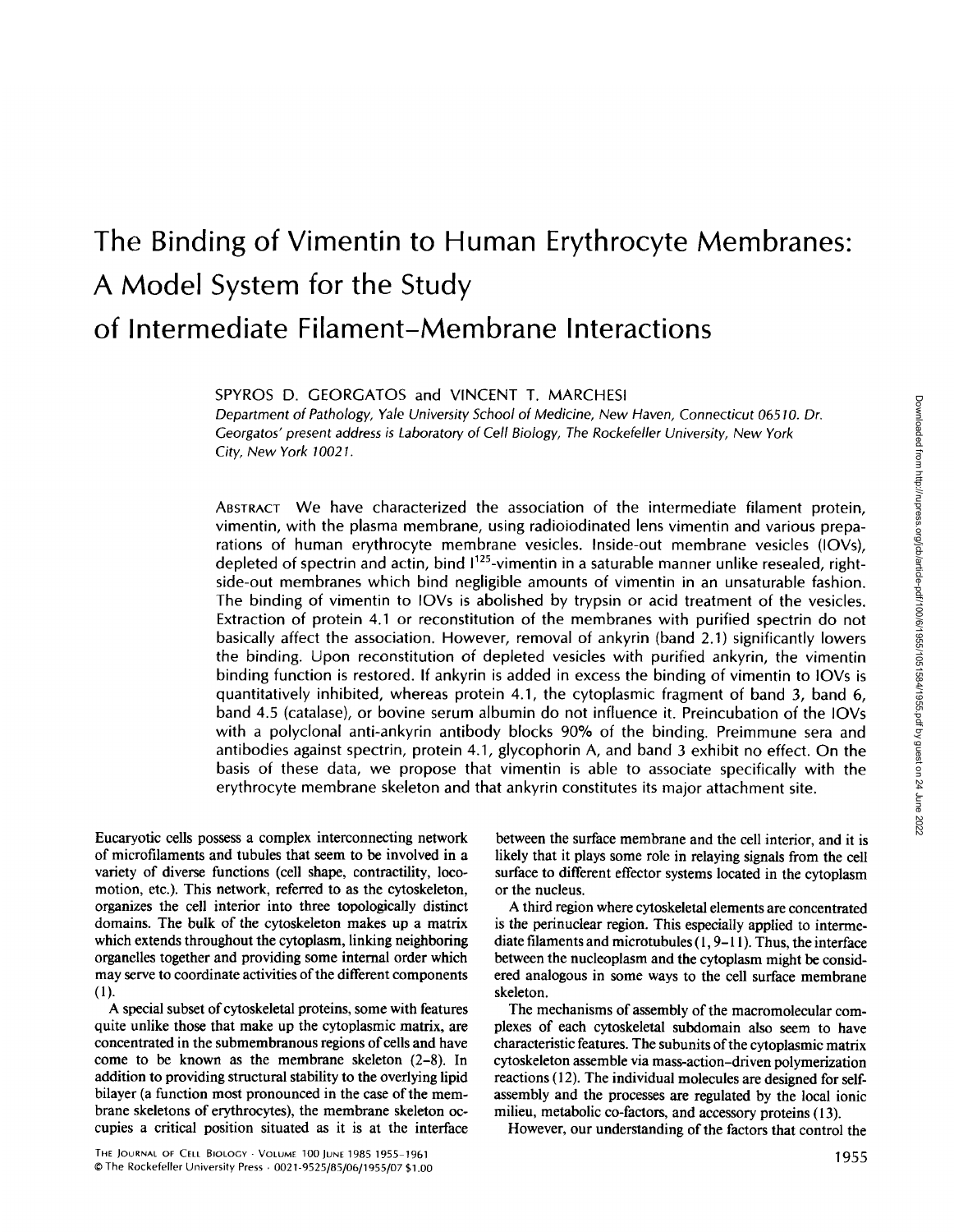# The Binding of Vimentin to Human Erythrocyte Membranes: A Model System for the Study of Intermediate Filament–Membrane Interactions

SPYROS D. GEORGATOS and VINCENT T. MARCHESI

*Department of Pathology, Yale University School of Medicine, New Haven, Connecticut 06510. Dr. Georgatos' present address is Laboratory of Cell Biology, The Rockefeller University, New York City, New York 10021.*

ABSTRACT We have characterized the association of the intermediate filament protein, vimentin, with the plasma membrane, using radioiodinated lens vimentin and various preparations of human erythrocyte membrane vesicles. Inside-out membrane vesicles (IOVs), depleted of spectrin and actin, bind $I^{125}$-vimentin in a saturable manner unlike resealed, right-side-out membranes which bind negligible amounts of vimentin in an unsaturable fashion. The binding of vimentin to IOVs is abolished by trypsin or acid treatment of the vesicles. Extraction of protein 4.1 or reconstitution of the membranes with purified spectrin do not basically affect the association. However, removal of ankyrin (band 2.1) significantly lowers the binding. Upon reconstitution of depleted vesicles with purified ankyrin, the vimentin binding function is restored. If ankyrin is added in excess the binding of vimentin to IOVs is quantitatively inhibited, whereas protein 4.1, the cytoplasmic fragment of band 3, band 6, band 4.5 (catalase), or bovine serum albumin do not influence it. Preincubation of the IOVs with a polyclonal anti-ankyrin antibody blocks 90% of the binding. Preimmune sera and antibodies against spectrin, protein 4.1, glycophorin A, and band 3 exhibit no effect. On the basis of these data, we propose that vimentin is able to associate specifically with the erythrocyte membrane skeleton and that ankyrin constitutes its major attachment site.

Eucaryotic cells possess a complex interconnecting network of microfilaments and tubules that seem to be involved in a variety of diverse functions (cell shape, contractility, locomotion, etc.). This network, referred to as the cytoskeleton, organizes the cell interior into three topologically distinct domains. The bulk of the cytoskeleton makes up a matrix which extends throughout the cytoplasm, linking neighboring organelles together and providing some internal order which may serve to coordinate activities of the different components (1).

A special subset of cytoskeletal proteins, some with features quite unlike those that make up the cytoplasmic matrix, are concentrated in the submembranous regions of cells and have come to be known as the membrane skeleton (2–8). In addition to providing structural stability to the overlying lipid bilayer (a function most pronounced in the case of the membrane skeletons of erythrocytes), the membrane skeleton occupies a critical position situated as it is at the interface between the surface membrane and the cell interior, and it is likely that it plays some role in relaying signals from the cell surface to different effector systems located in the cytoplasm or the nucleus.

A third region where cytoskeletal elements are concentrated is the perinuclear region. This especially applied to intermediate filaments and microtubules (1, 9–11). Thus, the interface between the nucleoplasm and the cytoplasm might be considered analogous in some ways to the cell surface membrane skeleton.

The mechanisms of assembly of the macromolecular complexes of each cytoskeletal subdomain also seem to have characteristic features. The subunits of the cytoplasmic matrix cytoskeleton assemble via mass-action–driven polymerization reactions (12). The individual molecules are designed for self-assembly and the processes are regulated by the local ionic milieu, metabolic co-factors, and accessory proteins (13).

However, our understanding of the factors that control the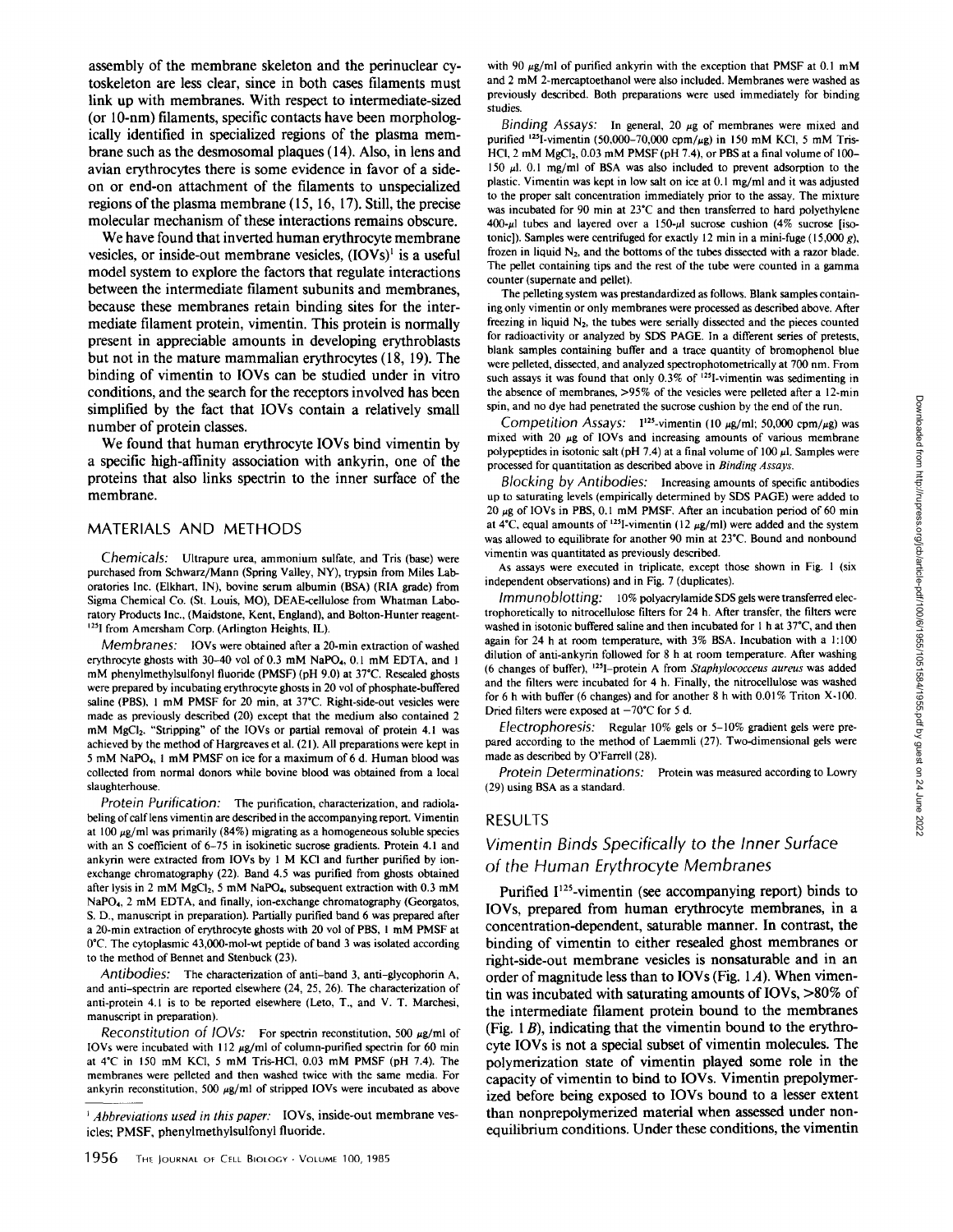assembly of the membrane skeleton and the perinuclear cytoskeleton are less clear, since in both cases filaments must link up with membranes. With respect to intermediate-sized (or 10-nm) filaments, specific contacts have been morphologically identified in specialized regions of the plasma membrane such as the desmosomal plaques (14). Also, in lens and avian erythrocytes there is some evidence in favor of a side-on or end-on attachment of the filaments to unspecialized regions of the plasma membrane (15, 16, 17). Still, the precise molecular mechanism of these interactions remains obscure.

We have found that inverted human erythrocyte membrane vesicles, or inside-out membrane vesicles, (IOVs)[1] is a useful model system to explore the factors that regulate interactions between the intermediate filament subunits and membranes, because these membranes retain binding sites for the intermediate filament protein, vimentin. This protein is normally present in appreciable amounts in developing erythroblasts but not in the mature mammalian erythrocytes (18, 19). The binding of vimentin to IOVs can be studied under in vitro conditions, and the search for the receptors involved has been simplified by the fact that IOVs contain a relatively small number of protein classes.

We found that human erythrocyte IOVs bind vimentin by a specific high-affinity association with ankyrin, one of the proteins that also links spectrin to the inner surface of the membrane.

## MATERIALS AND METHODS

*Chemicals:* Ultrapure urea, ammonium sulfate, and Tris (base) were purchased from Schwarz/Mann (Spring Valley, NY), trypsin from Miles Laboratories Inc. (Elkhart, IN), bovine serum albumin (BSA) (RIA grade) from Sigma Chemical Co. (St. Louis, MO), DEAE-cellulose from Whatman Laboratory Products Inc., (Maidstone, Kent, England), and Bolton-Hunter reagent-$^{125}$I from Amersham Corp. (Arlington Heights, IL).

*Membranes:* IOVs were obtained after a 20-min extraction of washed erythrocyte ghosts with 30–40 vol of 0.3 mM $NaPO_4$, 0.1 mM EDTA, and 1 mM phenylmethylsulfonyl fluoride (PMSF) (pH 9.0) at 37°C. Resealed ghosts were prepared by incubating erythrocyte ghosts in 20 vol of phosphate-buffered saline (PBS), 1 mM PMSF for 20 min, at 37°C. Right-side-out vesicles were made as previously described (20) except that the medium also contained 2 mM $MgCl_2$. "Stripping" of the IOVs or partial removal of protein 4.1 was achieved by the method of Hargreaves et al. (21). All preparations were kept in 5 mM $NaPO_4$, 1 mM PMSF on ice for a maximum of 6 d. Human blood was collected from normal donors while bovine blood was obtained from a local slaughterhouse.

*Protein Purification:* The purification, characterization, and radiolabeling of calf lens vimentin are described in the accompanying report. Vimentin at 100 µg/ml was primarily (84%) migrating as a homogeneous soluble species with an S coefficient of 6–7S in isokinetic sucrose gradients. Protein 4.1 and ankyrin were extracted from IOVs by 1 M KCl and further purified by ion-exchange chromatography (22). Band 4.5 was purified from ghosts obtained after lysis in 2 mM $MgCl_2$, 5 mM $NaPO_4$, subsequent extraction with 0.3 mM $NaPO_4$, 2 mM EDTA, and finally, ion-exchange chromatography (Georgatos, S. D., manuscript in preparation). Partially purified band 6 was prepared after a 20-min extraction of erythrocyte ghosts with 20 vol of PBS, 1 mM PMSF at 0°C. The cytoplasmic 43,000-mol-wt peptide of band 3 was isolated according to the method of Bennet and Stenbuck (23).

*Antibodies:* The characterization of anti-band 3, anti-glycophorin A, and anti-spectrin are reported elsewhere (24, 25, 26). The characterization of anti-protein 4.1 is to be reported elsewhere (Leto, T., and V. T. Marchesi, manuscript in preparation).

*Reconstitution of IOVs:* For spectrin reconstitution, 500 µg/ml of IOVs were incubated with 112 µg/ml of column-purified spectrin for 60 min at 4°C in 150 mM KCl, 5 mM Tris-HCl, 0.03 mM PMSF (pH 7.4). The membranes were pelleted and then washed twice with the same media. For ankyrin reconstitution, 500 µg/ml of stripped IOVs were incubated as above with 90 µg/ml of purified ankyrin with the exception that PMSF at 0.1 mM and 2 mM 2-mercaptoethanol were also included. Membranes were washed as previously described. Both preparations were used immediately for binding studies.

*Binding Assays:* In general, 20 µg of membranes were mixed and purified $^{125}$I-vimentin (50,000–70,000 cpm/µg) in 150 mM KCl, 5 mM Tris-HCl, 2 mM $MgCl_2$, 0.03 mM PMSF (pH 7.4), or PBS at a final volume of 100–150 µl. 0.1 mg/ml of BSA was also included to prevent adsorption to the plastic. Vimentin was kept in low salt on ice at 0.1 mg/ml and it was adjusted to the proper salt concentration immediately prior to the assay. The mixture was incubated for 90 min at 23°C and then transferred to hard polyethylene 400-µl tubes and layered over a 150-µl sucrose cushion (4% sucrose [isotonic]). Samples were centrifuged for exactly 12 min in a mini-fuge (15,000 *g*), frozen in liquid $N_2$, and the bottoms of the tubes dissected with a razor blade. The pellet containing tips and the rest of the tube were counted in a gamma counter (supernate and pellet).

The pelleting system was prestandardized as follows. Blank samples containing only vimentin or only membranes were processed as described above. After freezing in liquid $N_2$, the tubes were serially dissected and the pieces counted for radioactivity or analyzed by SDS PAGE. In a different series of pretests, blank samples containing buffer and a trace quantity of bromophenol blue were pelleted, dissected, and analyzed spectrophotometrically at 700 nm. From such assays it was found that only 0.3% of $^{125}$I-vimentin was sedimenting in the absence of membranes, >95% of the vesicles were pelleted after a 12-min spin, and no dye had penetrated the sucrose cushion by the end of the run.

*Competition Assays:* I$^{125}$-vimentin (10 µg/ml; 50,000 cpm/µg) was mixed with 20 µg of IOVs and increasing amounts of various membrane polypeptides in isotonic salt (pH 7.4) at a final volume of 100 µl. Samples were processed for quantitation as described above in *Binding Assays.*

*Blocking by Antibodies:* Increasing amounts of specific antibodies up to saturating levels (empirically determined by SDS PAGE) were added to 20 µg of IOVs in PBS, 0.1 mM PMSF. After an incubation period of 60 min at 4°C, equal amounts of $^{125}$I-vimentin (12 µg/ml) were added and the system was allowed to equilibrate for another 90 min at 23°C. Bound and nonbound vimentin was quantitated as previously described.

As assays were executed in triplicate, except those shown in Fig. 1 (six independent observations) and in Fig. 7 (duplicates).

*Immunoblotting:* 10% polyacrylamide SDS gels were transferred electrophoretically to nitrocellulose filters for 24 h. After transfer, the filters were washed in isotonic buffered saline and then incubated for 1 h at 37°C, and then again for 24 h at room temperature, with 3% BSA. Incubation with a 1:100 dilution of anti-ankyrin followed for 8 h at room temperature. After washing (6 changes of buffer), $^{125}$I-protein A from *Staphylococceus aureus* was added and the filters were incubated for 4 h. Finally, the nitrocellulose was washed for 6 h with buffer (6 changes) and for another 8 h with 0.01% Triton X-100. Dried filters were exposed at −70°C for 5 d.

*Electrophoresis:* Regular 10% gels or 5–10% gradient gels were prepared according to the method of Laemmli (27). Two-dimensional gels were made as described by O'Farrell (28).

*Protein Determinations:* Protein was measured according to Lowry (29) using BSA as a standard.

## RESULTS

### Vimentin Binds Specifically to the Inner Surface of the Human Erythrocyte Membranes

Purified I$^{125}$-vimentin (see accompanying report) binds to IOVs, prepared from human erythrocyte membranes, in a concentration-dependent, saturable manner. In contrast, the binding of vimentin to either resealed ghost membranes or right-side-out membrane vesicles is nonsaturable and in an order of magnitude less than to IOVs (Fig. 1*A*). When vimentin was incubated with saturating amounts of IOVs, >80% of the intermediate filament protein bound to the membranes (Fig. 1*B*), indicating that the vimentin bound to the erythrocyte IOVs is not a special subset of vimentin molecules. The polymerization state of vimentin played some role in the capacity of vimentin to bind to IOVs. Vimentin prepolymerized before being exposed to IOVs bound to a lesser extent than nonprepolymerized material when assessed under nonequilibrium conditions. Under these conditions, the vimentin

[1] *Abbreviations used in this paper:* IOVs, inside-out membrane vesicles; PMSF, phenylmethylsulfonyl fluoride.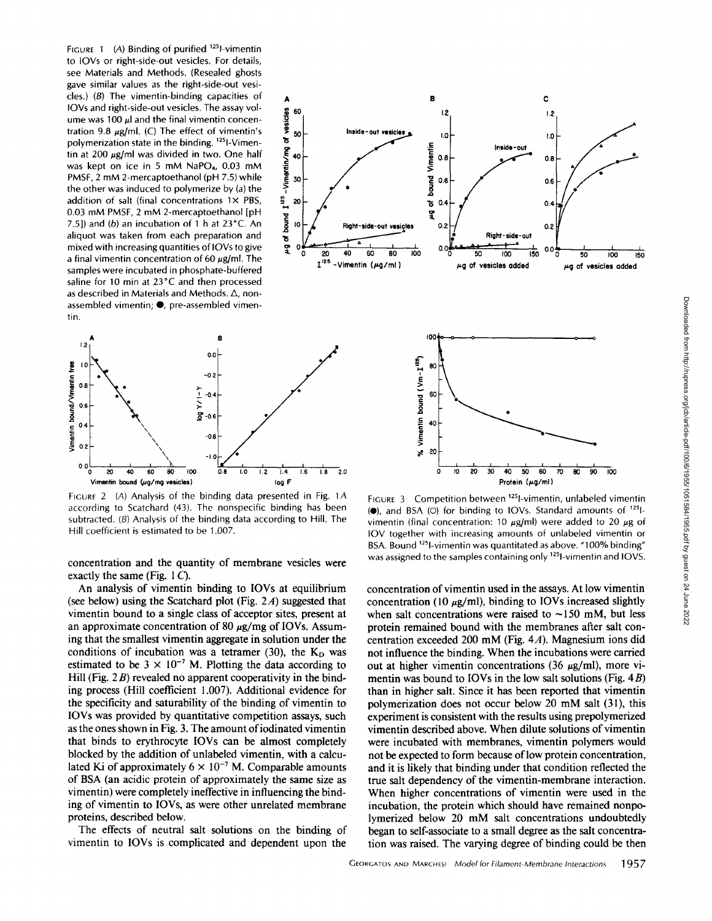FIGURE 1 (A) Binding of purified $^{125}$I-vimentin to IOVs or right-side-out vesicles. For details, see Materials and Methods. (Resealed ghosts gave similar values as the right-side-out vesicles.) (B) The vimentin-binding capacities of IOVs and right-side-out vesicles. The assay volume was 100 µl and the final vimentin concentration 9.8 µg/ml. (C) The effect of vimentin's polymerization state in the binding. $^{125}$I-Vimentin at 200 µg/ml was divided in two. One half was kept on ice in 5 mM $NaPO_4$, 0.03 mM PMSF, 2 mM 2-mercaptoethanol (pH 7.5) while the other was induced to polymerize by (a) the addition of salt (final concentrations 1× PBS, 0.03 mM PMSF, 2 mM 2-mercaptoethanol [pH 7.5]) and (b) an incubation of 1 h at 23°C. An aliquot was taken from each preparation and mixed with increasing quantities of IOVs to give a final vimentin concentration of 60 µg/ml. The samples were incubated in phosphate-buffered saline for 10 min at 23°C and then processed as described in Materials and Methods. Δ, nonassembled vimentin; ●, pre-assembled vimentin.

FIGURE 2 (A) Analysis of the binding data presented in Fig. 1A according to Scatchard (43). The nonspecific binding has been subtracted. (B) Analysis of the binding data according to Hill. The Hill coefficient is estimated to be 1.007.

FIGURE 3 Competition between $^{125}$I-vimentin, unlabeled vimentin (●), and BSA (○) for binding to IOVs. Standard amounts of $^{125}$I-vimentin (final concentration: 10 µg/ml) were added to 20 µg of IOV together with increasing amounts of unlabeled vimentin or BSA. Bound $^{125}$I-vimentin was quantitated as above. "100% binding" was assigned to the samples containing only $^{125}$I-vimentin and IOVS.

concentration and the quantity of membrane vesicles were exactly the same (Fig. 1 C).

An analysis of vimentin binding to IOVs at equilibrium (see below) using the Scatchard plot (Fig. 2A) suggested that vimentin bound to a single class of acceptor sites, present at an approximate concentration of 80 µg/mg of IOVs. Assuming that the smallest vimentin aggregate in solution under the conditions of incubation was a tetramer (30), the $K_D$ was estimated to be $3 \times 10^{-7}$ M. Plotting the data according to Hill (Fig. 2B) revealed no apparent cooperativity in the binding process (Hill coefficient 1.007). Additional evidence for the specificity and saturability of the binding of vimentin to IOVs was provided by quantitative competition assays, such as the ones shown in Fig. 3. The amount of iodinated vimentin that binds to erythrocyte IOVs can be almost completely blocked by the addition of unlabeled vimentin, with a calculated Ki of approximately $6 \times 10^{-7}$ M. Comparable amounts of BSA (an acidic protein of approximately the same size as vimentin) were completely ineffective in influencing the binding of vimentin to IOVs, as were other unrelated membrane proteins, described below.

The effects of neutral salt solutions on the binding of vimentin to IOVs is complicated and dependent upon the concentration of vimentin used in the assays. At low vimentin concentration (10 µg/ml), binding to IOVs increased slightly when salt concentrations were raised to ~150 mM, but less protein remained bound with the membranes after salt concentration exceeded 200 mM (Fig. 4A). Magnesium ions did not influence the binding. When the incubations were carried out at higher vimentin concentrations (36 µg/ml), more vimentin was bound to IOVs in the low salt solutions (Fig. 4B) than in higher salt. Since it has been reported that vimentin polymerization does not occur below 20 mM salt (31), this experiment is consistent with the results using prepolymerized vimentin described above. When dilute solutions of vimentin were incubated with membranes, vimentin polymers would not be expected to form because of low protein concentration, and it is likely that binding under that condition reflected the true salt dependency of the vimentin-membrane interaction. When higher concentrations of vimentin were used in the incubation, the protein which should have remained nonpolymerized below 20 mM salt concentrations undoubtedly began to self-associate to a small degree as the salt concentration was raised. The varying degree of binding could be then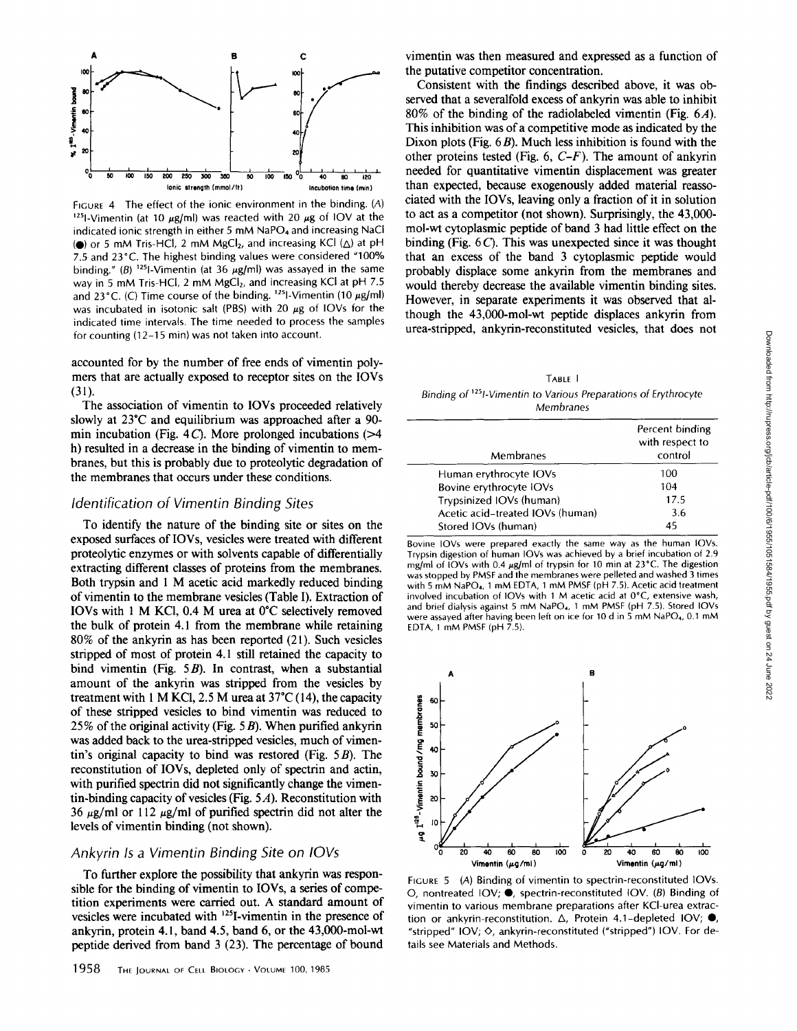FIGURE 4 The effect of the ionic environment in the binding. (A) $^{125}$I-Vimentin (at 10 μg/ml) was reacted with 20 μg of IOV at the indicated ionic strength in either 5 mM $NaPO_4$ and increasing NaCl (●) or 5 mM Tris-HCl, 2 mM $MgCl_2$, and increasing KCl (△) at pH 7.5 and 23°C. The highest binding values were considered "100% binding." (B) $^{125}$I-Vimentin (at 36 μg/ml) was assayed in the same way in 5 mM Tris-HCl, 2 mM $MgCl_2$, and increasing KCl at pH 7.5 and 23°C. (C) Time course of the binding. $^{125}$I-Vimentin (10 μg/ml) was incubated in isotonic salt (PBS) with 20 μg of IOVs for the indicated time intervals. The time needed to process the samples for counting (12–15 min) was not taken into account.

accounted for by the number of free ends of vimentin polymers that are actually exposed to receptor sites on the IOVs (31).

The association of vimentin to IOVs proceeded relatively slowly at 23°C and equilibrium was approached after a 90-min incubation (Fig. 4*C*). More prolonged incubations (>4 h) resulted in a decrease in the binding of vimentin to membranes, but this is probably due to proteolytic degradation of the membranes that occurs under these conditions.

## *Identification of Vimentin Binding Sites*

To identify the nature of the binding site or sites on the exposed surfaces of IOVs, vesicles were treated with different proteolytic enzymes or with solvents capable of differentially extracting different classes of proteins from the membranes. Both trypsin and 1 M acetic acid markedly reduced binding of vimentin to the membrane vesicles (Table I). Extraction of IOVs with 1 M KCl, 0.4 M urea at 0°C selectively removed the bulk of protein 4.1 from the membrane while retaining 80% of the ankyrin as has been reported (21). Such vesicles stripped of most of protein 4.1 still retained the capacity to bind vimentin (Fig. 5*B*). In contrast, when a substantial amount of the ankyrin was stripped from the vesicles by treatment with 1 M KCl, 2.5 M urea at 37°C (14), the capacity of these stripped vesicles to bind vimentin was reduced to 25% of the original activity (Fig. 5*B*). When purified ankyrin was added back to the urea-stripped vesicles, much of vimentin's original capacity to bind was restored (Fig. 5*B*). The reconstitution of IOVs, depleted only of spectrin and actin, with purified spectrin did not significantly change the vimentin-binding capacity of vesicles (Fig. 5*A*). Reconstitution with 36 μg/ml or 112 μg/ml of purified spectrin did not alter the levels of vimentin binding (not shown).

## *Ankyrin Is a Vimentin Binding Site on IOVs*

To further explore the possibility that ankyrin was responsible for the binding of vimentin to IOVs, a series of competition experiments were carried out. A standard amount of vesicles were incubated with $^{125}$I-vimentin in the presence of ankyrin, protein 4.1, band 4.5, band 6, or the 43,000-mol-wt peptide derived from band 3 (23). The percentage of bound vimentin was then measured and expressed as a function of the putative competitor concentration.

Consistent with the findings described above, it was observed that a severalfold excess of ankyrin was able to inhibit 80% of the binding of the radiolabeled vimentin (Fig. 6*A*). This inhibition was of a competitive mode as indicated by the Dixon plots (Fig. 6*B*). Much less inhibition is found with the other proteins tested (Fig. 6, *C–F*). The amount of ankyrin needed for quantitative vimentin displacement was greater than expected, because exogenously added material reassociated with the IOVs, leaving only a fraction of it in solution to act as a competitor (not shown). Surprisingly, the 43,000-mol-wt cytoplasmic peptide of band 3 had little effect on the binding (Fig. 6*C*). This was unexpected since it was thought that an excess of the band 3 cytoplasmic peptide would probably displace some ankyrin from the membranes and would thereby decrease the available vimentin binding sites. However, in separate experiments it was observed that although the 43,000-mol-wt peptide displaces ankyrin from urea-stripped, ankyrin-reconstituted vesicles, that does not

TABLE I
*Binding of $^{125}$I-Vimentin to Various Preparations of Erythrocyte Membranes*

| Membranes | Percent binding with respect to control |
|---|---|
| Human erythrocyte IOVs | 100 |
| Bovine erythrocyte IOVs | 104 |
| Trypsinized IOVs (human) | 17.5 |
| Acetic acid–treated IOVs (human) | 3.6 |
| Stored IOVs (human) | 45 |

Bovine IOVs were prepared exactly the same way as the human IOVs. Trypsin digestion of human IOVs was achieved by a brief incubation of 2.9 mg/ml of IOVs with 0.4 μg/ml of trypsin for 10 min at 23°C. The digestion was stopped by PMSF and the membranes were pelleted and washed 3 times with 5 mM $NaPO_4$, 1 mM EDTA, 1 mM PMSF (pH 7.5). Acetic acid treatment involved incubation of IOVs with 1 M acetic acid at 0°C, extensive wash, and brief dialysis against 5 mM $NaPO_4$, 1 mM PMSF (pH 7.5). Stored IOVs were assayed after having been left on ice for 10 d in 5 mM $NaPO_4$, 0.1 mM EDTA, 1 mM PMSF (pH 7.5).

FIGURE 5 (A) Binding of vimentin to spectrin-reconstituted IOVs. ○, nontreated IOV; ●, spectrin-reconstituted IOV. (B) Binding of vimentin to various membrane preparations after KCl-urea extraction or ankyrin-reconstitution. △, Protein 4.1-depleted IOV; ●, "stripped" IOV; ◇, ankyrin-reconstituted ("stripped") IOV. For details see Materials and Methods.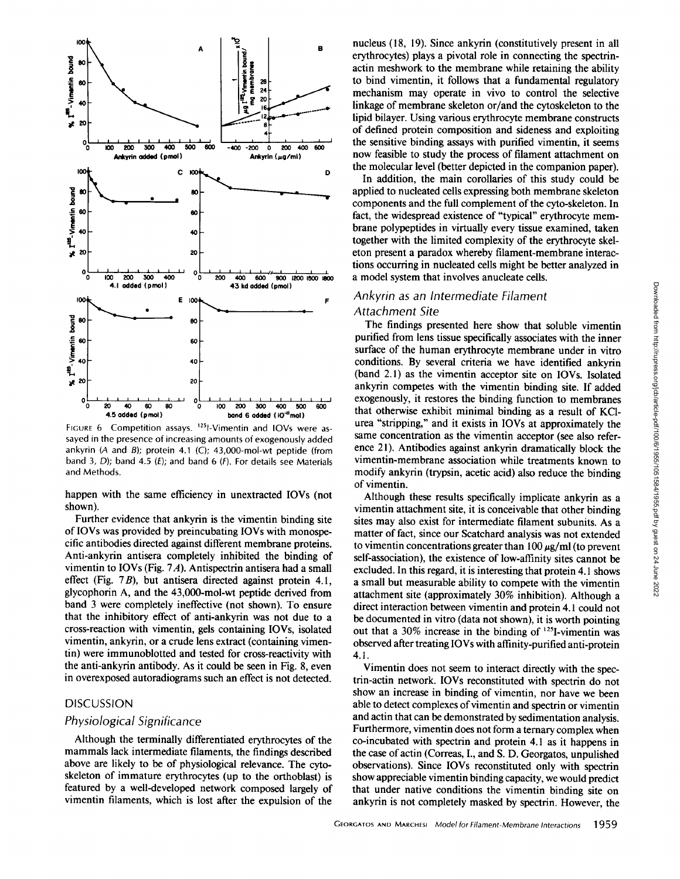FIGURE 6 Competition assays. $^{125}$I-Vimentin and IOVs were assayed in the presence of increasing amounts of exogenously added ankyrin (*A* and *B*); protein 4.1 (*C*); 43,000-mol-wt peptide (from band 3, *D*); band 4.5 (*E*); and band 6 (*F*). For details see Materials and Methods.

happen with the same efficiency in unextracted IOVs (not shown).

Further evidence that ankyrin is the vimentin binding site of IOVs was provided by preincubating IOVs with monospecific antibodies directed against different membrane proteins. Anti-ankyrin antisera completely inhibited the binding of vimentin to IOVs (Fig. 7*A*). Antispectrin antisera had a small effect (Fig. 7*B*), but antisera directed against protein 4.1, glycophorin A, and the 43,000-mol-wt peptide derived from band 3 were completely ineffective (not shown). To ensure that the inhibitory effect of anti-ankyrin was not due to a cross-reaction with vimentin, gels containing IOVs, isolated vimentin, ankyrin, or a crude lens extract (containing vimentin) were immunoblotted and tested for cross-reactivity with the anti-ankyrin antibody. As it could be seen in Fig. 8, even in overexposed autoradiograms such an effect is not detected.

## DISCUSSION

### Physiological Significance

Although the terminally differentiated erythrocytes of the mammals lack intermediate filaments, the findings described above are likely to be of physiological relevance. The cytoskeleton of immature erythrocytes (up to the orthoblast) is featured by a well-developed network composed largely of vimentin filaments, which is lost after the expulsion of the nucleus (18, 19). Since ankyrin (constitutively present in all erythrocytes) plays a pivotal role in connecting the spectrin-actin meshwork to the membrane while retaining the ability to bind vimentin, it follows that a fundamental regulatory mechanism may operate in vivo to control the selective linkage of membrane skeleton or/and the cytoskeleton to the lipid bilayer. Using various erythrocyte membrane constructs of defined protein composition and sideness and exploiting the sensitive binding assays with purified vimentin, it seems now feasible to study the process of filament attachment on the molecular level (better depicted in the companion paper).

In addition, the main corollaries of this study could be applied to nucleated cells expressing both membrane skeleton components and the full complement of the cyto-skeleton. In fact, the widespread existence of "typical" erythrocyte membrane polypeptides in virtually every tissue examined, taken together with the limited complexity of the erythrocyte skeleton present a paradox whereby filament-membrane interactions occurring in nucleated cells might be better analyzed in a model system that involves anucleate cells.

### Ankyrin as an Intermediate Filament Attachment Site

The findings presented here show that soluble vimentin purified from lens tissue specifically associates with the inner surface of the human erythrocyte membrane under in vitro conditions. By several criteria we have identified ankyrin (band 2.1) as the vimentin acceptor site on IOVs. Isolated ankyrin competes with the vimentin binding site. If added exogenously, it restores the binding function to membranes that otherwise exhibit minimal binding as a result of KCl-urea "stripping," and it exists in IOVs at approximately the same concentration as the vimentin acceptor (see also reference 21). Antibodies against ankyrin dramatically block the vimentin-membrane association while treatments known to modify ankyrin (trypsin, acetic acid) also reduce the binding of vimentin.

Although these results specifically implicate ankyrin as a vimentin attachment site, it is conceivable that other binding sites may also exist for intermediate filament subunits. As a matter of fact, since our Scatchard analysis was not extended to vimentin concentrations greater than 100 μg/ml (to prevent self-association), the existence of low-affinity sites cannot be excluded. In this regard, it is interesting that protein 4.1 shows a small but measurable ability to compete with the vimentin attachment site (approximately 30% inhibition). Although a direct interaction between vimentin and protein 4.1 could not be documented in vitro (data not shown), it is worth pointing out that a 30% increase in the binding of $^{125}$I-vimentin was observed after treating IOVs with affinity-purified anti-protein 4.1.

Vimentin does not seem to interact directly with the spectrin-actin network. IOVs reconstituted with spectrin do not show an increase in binding of vimentin, nor have we been able to detect complexes of vimentin and spectrin or vimentin and actin that can be demonstrated by sedimentation analysis. Furthermore, vimentin does not form a ternary complex when co-incubated with spectrin and protein 4.1 as it happens in the case of actin (Correas, I., and S. D. Georgatos, unpublished observations). Since IOVs reconstituted only with spectrin show appreciable vimentin binding capacity, we would predict that under native conditions the vimentin binding site on ankyrin is not completely masked by spectrin. However, the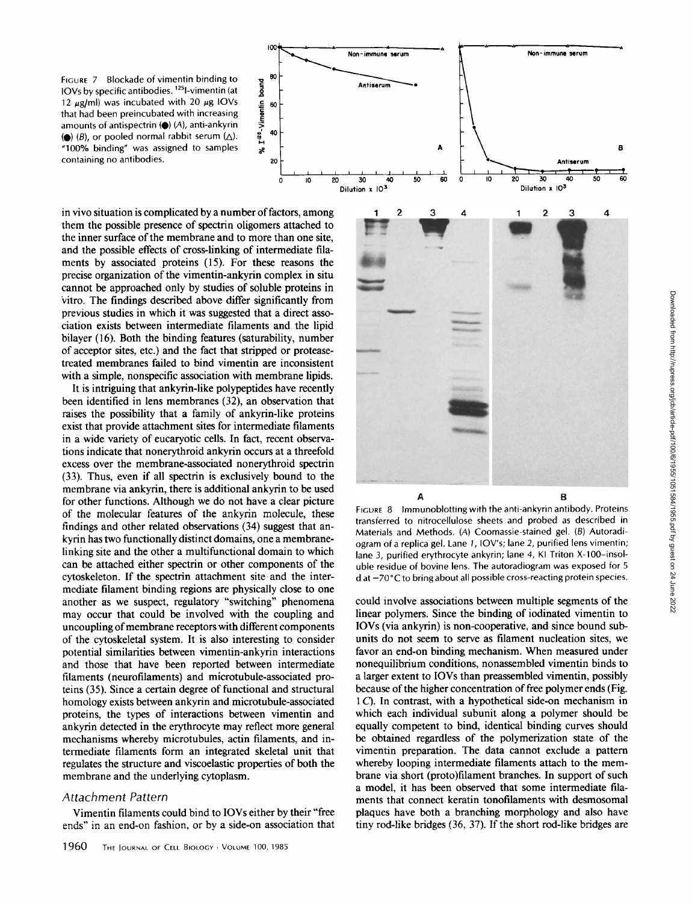FIGURE 7 Blockade of vimentin binding to IOVs by specific antibodies. $^{125}$I-vimentin (at 12 μg/ml) was incubated with 20 μg IOVs that had been preincubated with increasing amounts of antispectrin (●) (A), anti-ankyrin (●) (B), or pooled normal rabbit serum (△). "100% binding" was assigned to samples containing no antibodies.

in vivo situation is complicated by a number of factors, among them the possible presence of spectrin oligomers attached to the inner surface of the membrane and to more than one site, and the possible effects of cross-linking of intermediate filaments by associated proteins (15). For these reasons the precise organization of the vimentin-ankyrin complex in situ cannot be approached only by studies of soluble proteins in vitro. The findings described above differ significantly from previous studies in which it was suggested that a direct association exists between intermediate filaments and the lipid bilayer (16). Both the binding features (saturability, number of acceptor sites, etc.) and the fact that stripped or protease-treated membranes failed to bind vimentin are inconsistent with a simple, nonspecific association with membrane lipids.

It is intriguing that ankyrin-like polypeptides have recently been identified in lens membranes (32), an observation that raises the possibility that a family of ankyrin-like proteins exist that provide attachment sites for intermediate filaments in a wide variety of eucaryotic cells. In fact, recent observations indicate that nonerythroid ankyrin occurs at a threefold excess over the membrane-associated nonerythroid spectrin (33). Thus, even if all spectrin is exclusively bound to the membrane via ankyrin, there is additional ankyrin to be used for other functions. Although we do not have a clear picture of the molecular features of the ankyrin molecule, these findings and other related observations (34) suggest that ankyrin has two functionally distinct domains, one a membrane-linking site and the other a multifunctional domain to which can be attached either spectrin or other components of the cytoskeleton. If the spectrin attachment site and the intermediate filament binding regions are physically close to one another as we suspect, regulatory "switching" phenomena may occur that could be involved with the coupling and uncoupling of membrane receptors with different components of the cytoskeletal system. It is also interesting to consider potential similarities between vimentin-ankyrin interactions and those that have been reported between intermediate filaments (neurofilaments) and microtubule-associated proteins (35). Since a certain degree of functional and structural homology exists between ankyrin and microtubule-associated proteins, the types of interactions between vimentin and ankyrin detected in the erythrocyte may reflect more general mechanisms whereby microtubules, actin filaments, and intermediate filaments form an integrated skeletal unit that regulates the structure and viscoelastic properties of both the membrane and the underlying cytoplasm.

### Attachment Pattern

Vimentin filaments could bind to IOVs either by their "free ends" in an end-on fashion, or by a side-on association that could involve associations between multiple segments of the linear polymers. Since the binding of iodinated vimentin to IOVs (via ankyrin) is non-cooperative, and since bound subunits do not seem to serve as filament nucleation sites, we favor an end-on binding mechanism. When measured under nonequilibrium conditions, nonassembled vimentin binds to a larger extent to IOVs than preassembled vimentin, possibly because of the higher concentration of free polymer ends (Fig. 1 C). In contrast, with a hypothetical side-on mechanism in which each individual subunit along a polymer should be equally competent to bind, identical binding curves should be obtained regardless of the polymerization state of the vimentin preparation. The data cannot exclude a pattern whereby looping intermediate filaments attach to the membrane via short (proto)filament branches. In support of such a model, it has been observed that some intermediate filaments that connect keratin tonofilaments with desmosomal plaques have both a branching morphology and also have tiny rod-like bridges (36, 37). If the short rod-like bridges are

FIGURE 8 Immunoblotting with the anti-ankyrin antibody. Proteins transferred to nitrocellulose sheets and probed as described in Materials and Methods. (A) Coomassie-stained gel. (B) Autoradiogram of a replica gel. Lane 1, IOV's; lane 2, purified lens vimentin; lane 3, purified erythrocyte ankyrin; lane 4, KI Triton X-100-insoluble residue of bovine lens. The autoradiogram was exposed for 5 d at −70°C to bring about all possible cross-reacting protein species.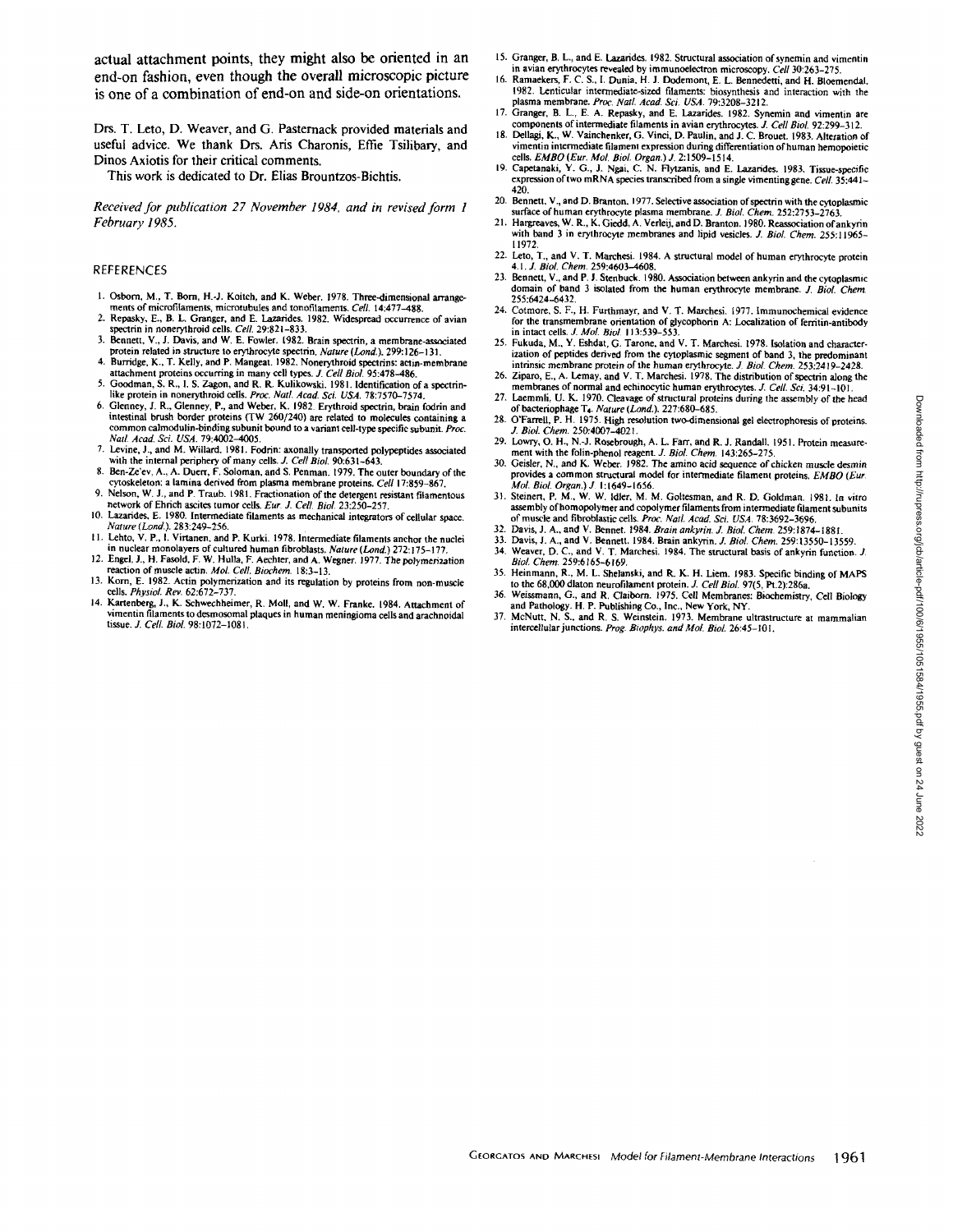actual attachment points, they might also be oriented in an end-on fashion, even though the overall microscopic picture is one of a combination of end-on and side-on orientations.

Drs. T. Leto, D. Weaver, and G. Pasternack provided materials and useful advice. We thank Drs. Aris Charonis, Effie Tsilibary, and Dinos Axiotis for their critical comments.

This work is dedicated to Dr. Elias Brountzos-Bichtis.

*Received for publication 27 November 1984, and in revised form 1 February 1985.*

## REFERENCES

1. Osborn, M., T. Born, H.-J. Koitch, and K. Weber. 1978. Three-dimensional arrangements of microfilaments, microtubules and tonofilaments. *Cell.* 14:477–488.
2. Repasky, E., B. L. Granger, and E. Lazarides. 1982. Widespread occurrence of avian spectrin in nonerythroid cells. *Cell.* 29:821–833.
3. Bennett, V., J. Davis, and W. E. Fowler. 1982. Brain spectrin, a membrane-associated protein related in structure to erythrocyte spectrin. *Nature (Lond.).* 299:126–131.
4. Burridge, K., T. Kelly, and P. Mangeat. 1982. Nonerythroid spectrins: actin-membrane attachment proteins occurring in many cell types. *J. Cell Biol.* 95:478–486.
5. Goodman, S. R., I. S. Zagon, and R. R. Kulikowski. 1981. Identification of a spectrin-like protein in nonerythroid cells. *Proc. Natl. Acad. Sci. USA.* 78:7570–7574.
6. Glenney, J. R., Glenney, P., and Weber, K. 1982. Erythroid spectrin, brain fodrin and intestinal brush border proteins (TW 260/240) are related to molecules containing a common calmodulin-binding subunit bound to a variant cell-type specific subunit. *Proc. Natl. Acad. Sci. USA.* 79:4002–4005.
7. Levine, J., and M. Willard. 1981. Fodrin: axonally transported polypeptides associated with the internal periphery of many cells. *J. Cell Biol.* 90:631–643.
8. Ben-Ze'ev, A., A. Duerr, F. Soloman, and S. Penman. 1979. The outer boundary of the cytoskeleton: a lamina derived from plasma membrane proteins. *Cell* 17:859–867.
9. Nelson, W. J., and P. Traub. 1981. Fractionation of the detergent resistant filamentous network of Ehrlich ascites tumor cells. *Eur. J. Cell. Biol.* 23:250–257.
10. Lazarides, E. 1980. Intermediate filaments as mechanical integrators of cellular space. *Nature (Lond.).* 283:249–256.
11. Lehto, V. P., I. Virtanen, and P. Kurki. 1978. Intermediate filaments anchor the nuclei in nuclear monolayers of cultured human fibroblasts. *Nature (Lond.)* 272:175–177.
12. Engel, J., H. Fasold, F. W. Hulla, F. Aechter, and A. Wegner. 1977. The polymerization reaction of muscle actin. *Mol. Cell. Biochem.* 18:3–13.
13. Korn, E. 1982. Actin polymerization and its regulation by proteins from non-muscle cells. *Physiol. Rev.* 62:672–737.
14. Kartenberg, J., K. Schwechheimer, R. Moll, and W. W. Franke. 1984. Attachment of vimentin filaments to desmosomal plaques in human meningioma cells and arachnoidal tissue. *J. Cell. Biol.* 98:1072–1081.
15. Granger, B. L., and E. Lazarides. 1982. Structural association of synemin and vimentin in avian erythrocytes revealed by immunoelectron microscopy. *Cell* 30:263–275.
16. Ramaekers, F. C. S., I. Dunia, H. J. Dodemont, E. L. Bennedetti, and H. Bloemendal. 1982. Lenticular intermediate-sized filaments: biosynthesis and interaction with the plasma membrane. *Proc. Natl. Acad. Sci. USA.* 79:3208–3212.
17. Granger, B. L., E. A. Repasky, and E. Lazarides. 1982. Synemin and vimentin are components of intermediate filaments in avian erythrocytes. *J. Cell Biol.* 92:299–312.
18. Dellagi, K., W. Vainchenker, G. Vinci, D. Paulin, and J. C. Brouet. 1983. Alteration of vimentin intermediate filament expression during differentiation of human hemopoietic cells. *EMBO (Eur. Mol. Biol. Organ.) J.* 2:1509–1514.
19. Capetanaki, Y. G., J. Ngai, C. N. Flytzanis, and E. Lazarides. 1983. Tissue-specific expression of two mRNA species transcribed from a single vimenting gene. *Cell.* 35:441–420.
20. Bennett, V., and D. Branton. 1977. Selective association of spectrin with the cytoplasmic surface of human erythrocyte plasma membrane. *J. Biol. Chem.* 252:2753–2763.
21. Hargreaves, W. R., K. Giedd, A. Verleij, and D. Branton. 1980. Reassociation of ankyrin with band 3 in erythrocyte membranes and lipid vesicles. *J. Biol. Chem.* 255:11965–11972.
22. Leto, T., and V. T. Marchesi. 1984. A structural model of human erythrocyte protein 4.1. *J. Biol. Chem.* 259:4603–4608.
23. Bennett, V., and P. J. Stenbuck. 1980. Association between ankyrin and the cytoplasmic domain of band 3 isolated from the human erythrocyte membrane. *J. Biol. Chem* 255:6424–6432.
24. Cotmore, S. F., H. Furthmayr, and V. T. Marchesi. 1977. Immunochemical evidence for the transmembrane orientation of glycophorin A: Localization of ferritin-antibody in intact cells. *J. Mol. Biol.* 113:539–553.
25. Fukuda, M., Y. Eshdat, G. Tarone, and V. T. Marchesi. 1978. Isolation and characterization of peptides derived from the cytoplasmic segment of band 3, the predominant intrinsic membrane protein of the human erythrocyte. *J. Biol. Chem.* 253:2419–2428.
26. Ziparo, E., A. Lemay, and V. T. Marchesi. 1978. The distribution of spectrin along the membranes of normal and echinocytic human erythrocytes. *J. Cell. Sci.* 34:91–101.
27. Laemmli, U. K. 1970. Cleavage of structural proteins during the assembly of the head of bacteriophage $T_4$. *Nature (Lond.).* 227:680–685.
28. O'Farrell, P. H. 1975. High resolution two-dimensional gel electrophoresis of proteins. *J. Biol. Chem.* 250:4007–4021.
29. Lowry, O. H., N.-J. Rosebrough, A. L. Farr, and R. J. Randall. 1951. Protein measurement with the folin-phenol reagent. *J. Biol. Chem.* 143:265–275.
30. Geisler, N., and K. Weber. 1982. The amino acid sequence of chicken muscle desmin provides a common structural model for intermediate filament proteins. *EMBO (Eur. Mol. Biol. Organ.) J.* 1:1649–1656.
31. Steinert, P. M., W. W. Idler, M. M. Goltesman, and R. D. Goldman. 1981. In vitro assembly of homopolymer and copolymer filaments from intermediate filament subunits of muscle and fibroblastic cells. *Proc. Natl. Acad. Sci. USA.* 78:3692–3696.
32. Davis, J. A., and V. Bennet. 1984. *Brain ankyrin. J. Biol. Chem.* 259:1874–1881.
33. Davis, J. A., and V. Bennett. 1984. Brain ankyrin. *J. Biol. Chem.* 259:13550–13559.
34. Weaver, D. C., and V. T. Marchesi. 1984. The structural basis of ankyrin function. *J. Biol. Chem.* 259:6165–6169.
35. Heinmann, R., M. L. Shelanski, and R. K. H. Liem. 1983. Specific binding of MAPS to the 68,000 dlaton neurofilament protein. *J. Cell Biol.* 97(5, Pt.2):286a.
36. Weissmann, G., and R. Claiborn. 1975. Cell Membranes: Biochemistry, Cell Biology and Pathology. H. P. Publishing Co., Inc., New York, NY.
37. McNutt, N. S., and R. S. Weinstein. 1973. Membrane ultrastructure at mammalian intercellular junctions. *Prog. Biophys. and Mol. Biol.* 26:45–101.